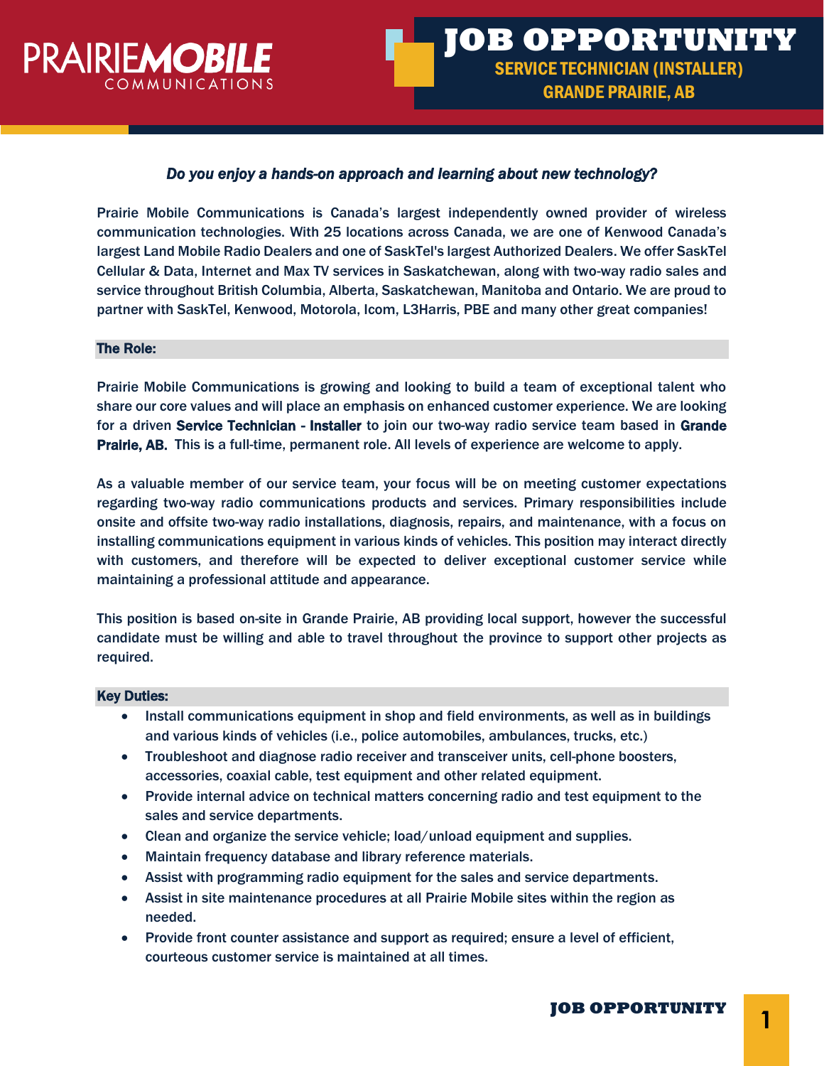PRAIRIE**MOBILE**
COMMUNICATIONS

# JOB OPPORTUNITY

## SERVICE TECHNICIAN (INSTALLER)
## GRANDE PRAIRIE, AB

***Do you enjoy a hands-on approach and learning about new technology?***

Prairie Mobile Communications is Canada's largest independently owned provider of wireless communication technologies. With 25 locations across Canada, we are one of Kenwood Canada's largest Land Mobile Radio Dealers and one of SaskTel's largest Authorized Dealers. We offer SaskTel Cellular & Data, Internet and Max TV services in Saskatchewan, along with two-way radio sales and service throughout British Columbia, Alberta, Saskatchewan, Manitoba and Ontario. We are proud to partner with SaskTel, Kenwood, Motorola, Icom, L3Harris, PBE and many other great companies!

### The Role:

Prairie Mobile Communications is growing and looking to build a team of exceptional talent who share our core values and will place an emphasis on enhanced customer experience. We are looking for a driven **Service Technician - Installer** to join our two-way radio service team based in **Grande Prairie, AB.** This is a full-time, permanent role. All levels of experience are welcome to apply.

As a valuable member of our service team, your focus will be on meeting customer expectations regarding two-way radio communications products and services. Primary responsibilities include onsite and offsite two-way radio installations, diagnosis, repairs, and maintenance, with a focus on installing communications equipment in various kinds of vehicles. This position may interact directly with customers, and therefore will be expected to deliver exceptional customer service while maintaining a professional attitude and appearance.

This position is based on-site in Grande Prairie, AB providing local support, however the successful candidate must be willing and able to travel throughout the province to support other projects as required.

### Key Duties:

- Install communications equipment in shop and field environments, as well as in buildings and various kinds of vehicles (i.e., police automobiles, ambulances, trucks, etc.)
- Troubleshoot and diagnose radio receiver and transceiver units, cell-phone boosters, accessories, coaxial cable, test equipment and other related equipment.
- Provide internal advice on technical matters concerning radio and test equipment to the sales and service departments.
- Clean and organize the service vehicle; load/unload equipment and supplies.
- Maintain frequency database and library reference materials.
- Assist with programming radio equipment for the sales and service departments.
- Assist in site maintenance procedures at all Prairie Mobile sites within the region as needed.
- Provide front counter assistance and support as required; ensure a level of efficient, courteous customer service is maintained at all times.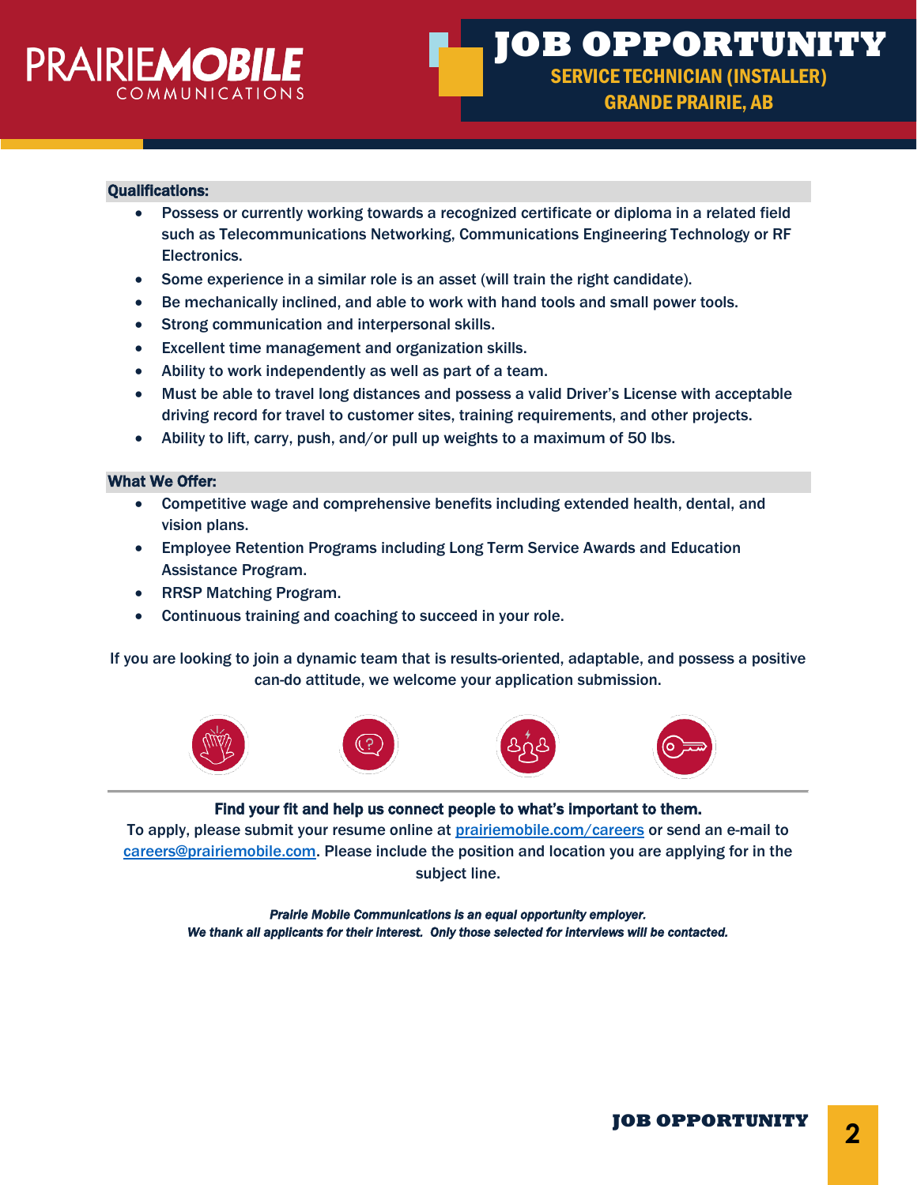PRAIRIEMOBILE COMMUNICATIONS

# JOB OPPORTUNITY

## SERVICE TECHNICIAN (INSTALLER)

## GRANDE PRAIRIE, AB

### Qualifications:

- Possess or currently working towards a recognized certificate or diploma in a related field such as Telecommunications Networking, Communications Engineering Technology or RF Electronics.
- Some experience in a similar role is an asset (will train the right candidate).
- Be mechanically inclined, and able to work with hand tools and small power tools.
- Strong communication and interpersonal skills.
- Excellent time management and organization skills.
- Ability to work independently as well as part of a team.
- Must be able to travel long distances and possess a valid Driver's License with acceptable driving record for travel to customer sites, training requirements, and other projects.
- Ability to lift, carry, push, and/or pull up weights to a maximum of 50 lbs.

### What We Offer:

- Competitive wage and comprehensive benefits including extended health, dental, and vision plans.
- Employee Retention Programs including Long Term Service Awards and Education Assistance Program.
- RRSP Matching Program.
- Continuous training and coaching to succeed in your role.

If you are looking to join a dynamic team that is results-oriented, adaptable, and possess a positive can-do attitude, we welcome your application submission.

**Find your fit and help us connect people to what's important to them.**
To apply, please submit your resume online at [prairiemobile.com/careers](prairiemobile.com/careers) or send an e-mail to [careers@prairiemobile.com](mailto:careers@prairiemobile.com). Please include the position and location you are applying for in the subject line.

***Prairie Mobile Communications is an equal opportunity employer.***
***We thank all applicants for their interest. Only those selected for interviews will be contacted.***